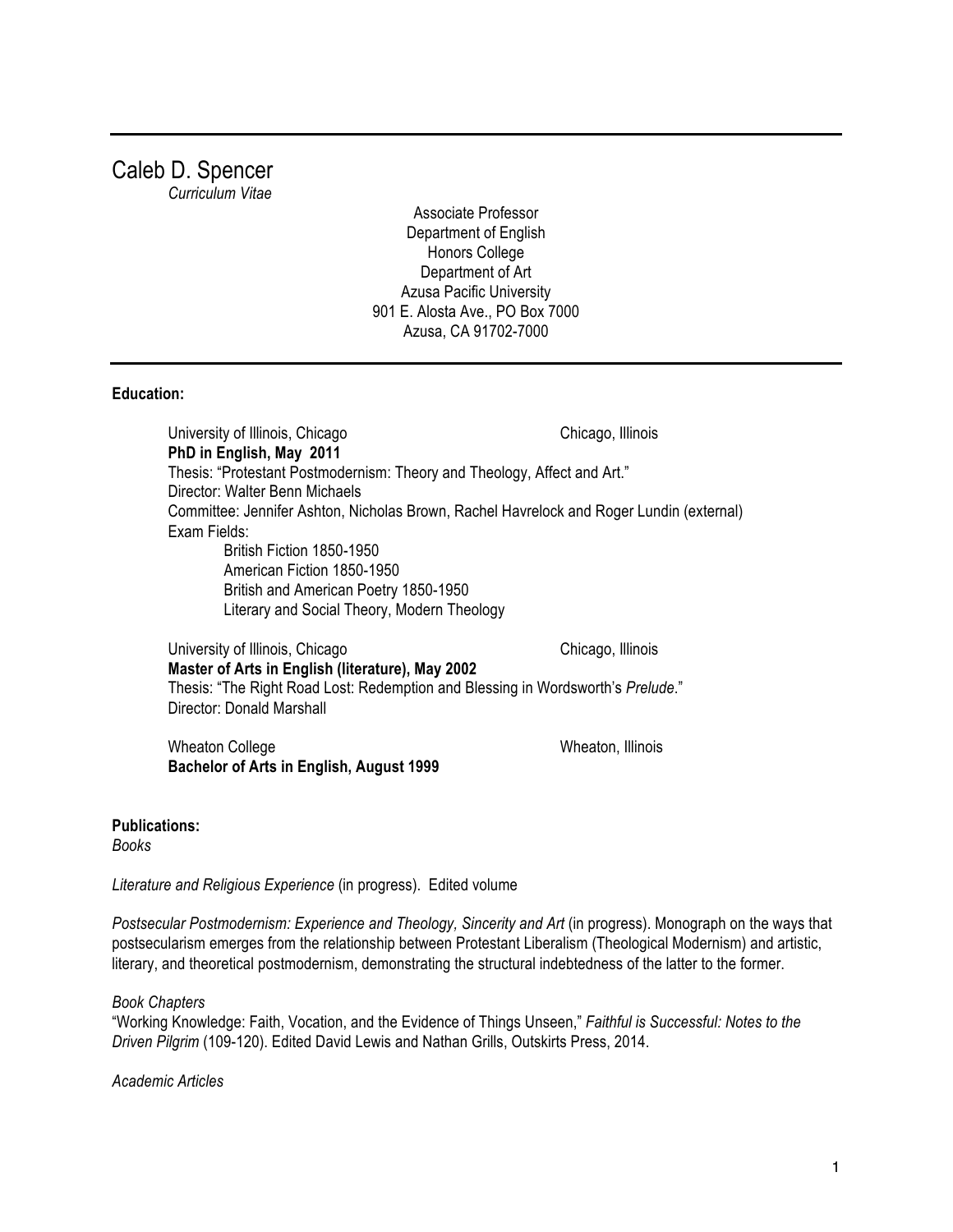# Caleb D. Spencer

*Curriculum Vitae*

Associate Professor
Department of English
Honors College
Department of Art
Azusa Pacific University
901 E. Alosta Ave., PO Box 7000
Azusa, CA 91702-7000

---

**Education:**

University of Illinois, Chicago — Chicago, Illinois
**PhD in English, May 2011**
Thesis: "Protestant Postmodernism: Theory and Theology, Affect and Art."
Director: Walter Benn Michaels
Committee: Jennifer Ashton, Nicholas Brown, Rachel Havrelock and Roger Lundin (external)
Exam Fields:
- British Fiction 1850-1950
- American Fiction 1850-1950
- British and American Poetry 1850-1950
- Literary and Social Theory, Modern Theology

University of Illinois, Chicago — Chicago, Illinois
**Master of Arts in English (literature), May 2002**
Thesis: "The Right Road Lost: Redemption and Blessing in Wordsworth's *Prelude*."
Director: Donald Marshall

Wheaton College — Wheaton, Illinois
**Bachelor of Arts in English, August 1999**

**Publications:**

*Books*

*Literature and Religious Experience* (in progress). Edited volume

*Postsecular Postmodernism: Experience and Theology, Sincerity and Art* (in progress). Monograph on the ways that postsecularism emerges from the relationship between Protestant Liberalism (Theological Modernism) and artistic, literary, and theoretical postmodernism, demonstrating the structural indebtedness of the latter to the former.

*Book Chapters*

"Working Knowledge: Faith, Vocation, and the Evidence of Things Unseen," *Faithful is Successful: Notes to the Driven Pilgrim* (109-120). Edited David Lewis and Nathan Grills, Outskirts Press, 2014.

*Academic Articles*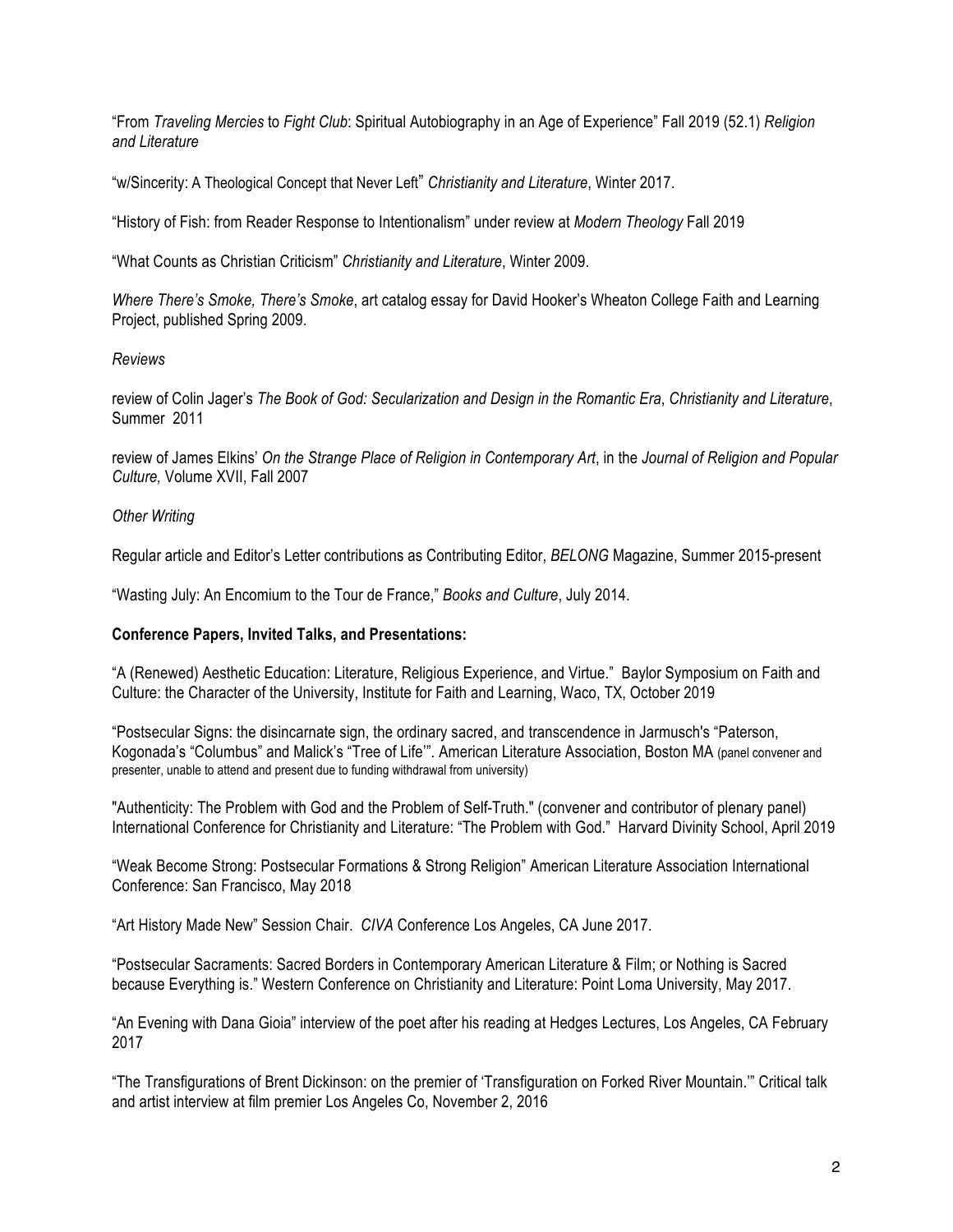"From *Traveling Mercies* to *Fight Club*: Spiritual Autobiography in an Age of Experience" Fall 2019 (52.1) *Religion and Literature*

"w/Sincerity: A Theological Concept that Never Left" *Christianity and Literature*, Winter 2017.

"History of Fish: from Reader Response to Intentionalism" under review at *Modern Theology* Fall 2019

"What Counts as Christian Criticism" *Christianity and Literature*, Winter 2009.

*Where There's Smoke, There's Smoke*, art catalog essay for David Hooker's Wheaton College Faith and Learning Project, published Spring 2009.

*Reviews*

review of Colin Jager's *The Book of God: Secularization and Design in the Romantic Era*, *Christianity and Literature*, Summer 2011

review of James Elkins' *On the Strange Place of Religion in Contemporary Art*, in the *Journal of Religion and Popular Culture,* Volume XVII, Fall 2007

*Other Writing*

Regular article and Editor's Letter contributions as Contributing Editor, *BELONG* Magazine, Summer 2015-present

"Wasting July: An Encomium to the Tour de France," *Books and Culture*, July 2014.

**Conference Papers, Invited Talks, and Presentations:**

"A (Renewed) Aesthetic Education: Literature, Religious Experience, and Virtue." Baylor Symposium on Faith and Culture: the Character of the University, Institute for Faith and Learning, Waco, TX, October 2019

"Postsecular Signs: the disincarnate sign, the ordinary sacred, and transcendence in Jarmusch's "Paterson, Kogonada's "Columbus" and Malick's "Tree of Life'". American Literature Association, Boston MA (panel convener and presenter, unable to attend and present due to funding withdrawal from university)

"Authenticity: The Problem with God and the Problem of Self-Truth." (convener and contributor of plenary panel) International Conference for Christianity and Literature: "The Problem with God." Harvard Divinity School, April 2019

"Weak Become Strong: Postsecular Formations & Strong Religion" American Literature Association International Conference: San Francisco, May 2018

"Art History Made New" Session Chair. *CIVA* Conference Los Angeles, CA June 2017.

"Postsecular Sacraments: Sacred Borders in Contemporary American Literature & Film; or Nothing is Sacred because Everything is." Western Conference on Christianity and Literature: Point Loma University, May 2017.

"An Evening with Dana Gioia" interview of the poet after his reading at Hedges Lectures, Los Angeles, CA February 2017

"The Transfigurations of Brent Dickinson: on the premier of 'Transfiguration on Forked River Mountain.'" Critical talk and artist interview at film premier Los Angeles Co, November 2, 2016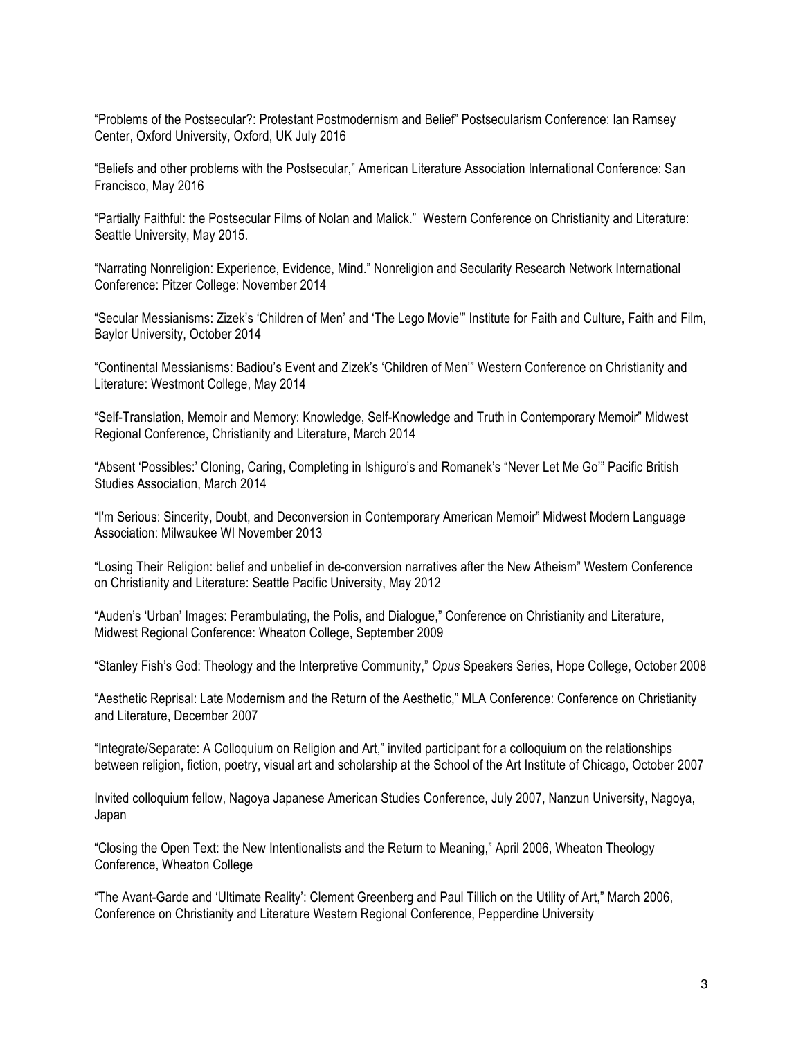“Problems of the Postsecular?: Protestant Postmodernism and Belief” Postsecularism Conference: Ian Ramsey Center, Oxford University, Oxford, UK July 2016

“Beliefs and other problems with the Postsecular,” American Literature Association International Conference: San Francisco, May 2016

“Partially Faithful: the Postsecular Films of Nolan and Malick.” Western Conference on Christianity and Literature: Seattle University, May 2015.

“Narrating Nonreligion: Experience, Evidence, Mind.” Nonreligion and Secularity Research Network International Conference: Pitzer College: November 2014

“Secular Messianisms: Zizek’s ‘Children of Men’ and ‘The Lego Movie’” Institute for Faith and Culture, Faith and Film, Baylor University, October 2014

“Continental Messianisms: Badiou’s Event and Zizek’s ‘Children of Men’” Western Conference on Christianity and Literature: Westmont College, May 2014

“Self-Translation, Memoir and Memory: Knowledge, Self-Knowledge and Truth in Contemporary Memoir” Midwest Regional Conference, Christianity and Literature, March 2014

“Absent ‘Possibles:’ Cloning, Caring, Completing in Ishiguro’s and Romanek’s “Never Let Me Go’” Pacific British Studies Association, March 2014

“I'm Serious: Sincerity, Doubt, and Deconversion in Contemporary American Memoir” Midwest Modern Language Association: Milwaukee WI November 2013

“Losing Their Religion: belief and unbelief in de-conversion narratives after the New Atheism” Western Conference on Christianity and Literature: Seattle Pacific University, May 2012

“Auden’s ‘Urban’ Images: Perambulating, the Polis, and Dialogue,” Conference on Christianity and Literature, Midwest Regional Conference: Wheaton College, September 2009

“Stanley Fish’s God: Theology and the Interpretive Community,” *Opus* Speakers Series, Hope College, October 2008

“Aesthetic Reprisal: Late Modernism and the Return of the Aesthetic,” MLA Conference: Conference on Christianity and Literature, December 2007

“Integrate/Separate: A Colloquium on Religion and Art,” invited participant for a colloquium on the relationships between religion, fiction, poetry, visual art and scholarship at the School of the Art Institute of Chicago, October 2007

Invited colloquium fellow, Nagoya Japanese American Studies Conference, July 2007, Nanzun University, Nagoya, Japan

“Closing the Open Text: the New Intentionalists and the Return to Meaning,” April 2006, Wheaton Theology Conference, Wheaton College

“The Avant-Garde and ‘Ultimate Reality’: Clement Greenberg and Paul Tillich on the Utility of Art,” March 2006, Conference on Christianity and Literature Western Regional Conference, Pepperdine University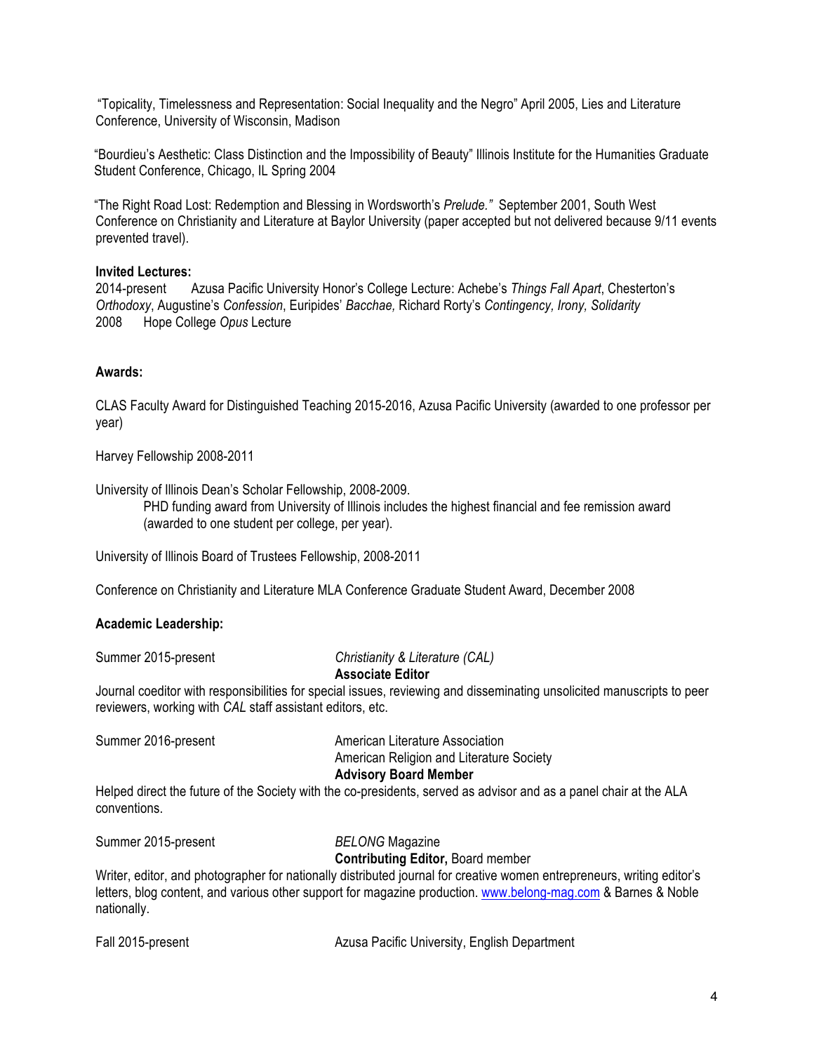"Topicality, Timelessness and Representation: Social Inequality and the Negro" April 2005, Lies and Literature Conference, University of Wisconsin, Madison

"Bourdieu's Aesthetic: Class Distinction and the Impossibility of Beauty" Illinois Institute for the Humanities Graduate Student Conference, Chicago, IL Spring 2004

"The Right Road Lost: Redemption and Blessing in Wordsworth's *Prelude."* September 2001, South West Conference on Christianity and Literature at Baylor University (paper accepted but not delivered because 9/11 events prevented travel).

**Invited Lectures:**

2014-present Azusa Pacific University Honor's College Lecture: Achebe's *Things Fall Apart*, Chesterton's *Orthodoxy*, Augustine's *Confession*, Euripides' *Bacchae,* Richard Rorty's *Contingency, Irony, Solidarity*

2008 Hope College *Opus* Lecture

**Awards:**

CLAS Faculty Award for Distinguished Teaching 2015-2016, Azusa Pacific University (awarded to one professor per year)

Harvey Fellowship 2008-2011

University of Illinois Dean's Scholar Fellowship, 2008-2009.

PHD funding award from University of Illinois includes the highest financial and fee remission award (awarded to one student per college, per year).

University of Illinois Board of Trustees Fellowship, 2008-2011

Conference on Christianity and Literature MLA Conference Graduate Student Award, December 2008

**Academic Leadership:**

Summer 2015-present *Christianity & Literature (CAL)*
**Associate Editor**

Journal coeditor with responsibilities for special issues, reviewing and disseminating unsolicited manuscripts to peer reviewers, working with *CAL* staff assistant editors, etc.

Summer 2016-present American Literature Association
American Religion and Literature Society
**Advisory Board Member**

Helped direct the future of the Society with the co-presidents, served as advisor and as a panel chair at the ALA conventions.

Summer 2015-present *BELONG* Magazine
**Contributing Editor,** Board member

Writer, editor, and photographer for nationally distributed journal for creative women entrepreneurs, writing editor's letters, blog content, and various other support for magazine production. www.belong-mag.com & Barnes & Noble nationally.

Fall 2015-present Azusa Pacific University, English Department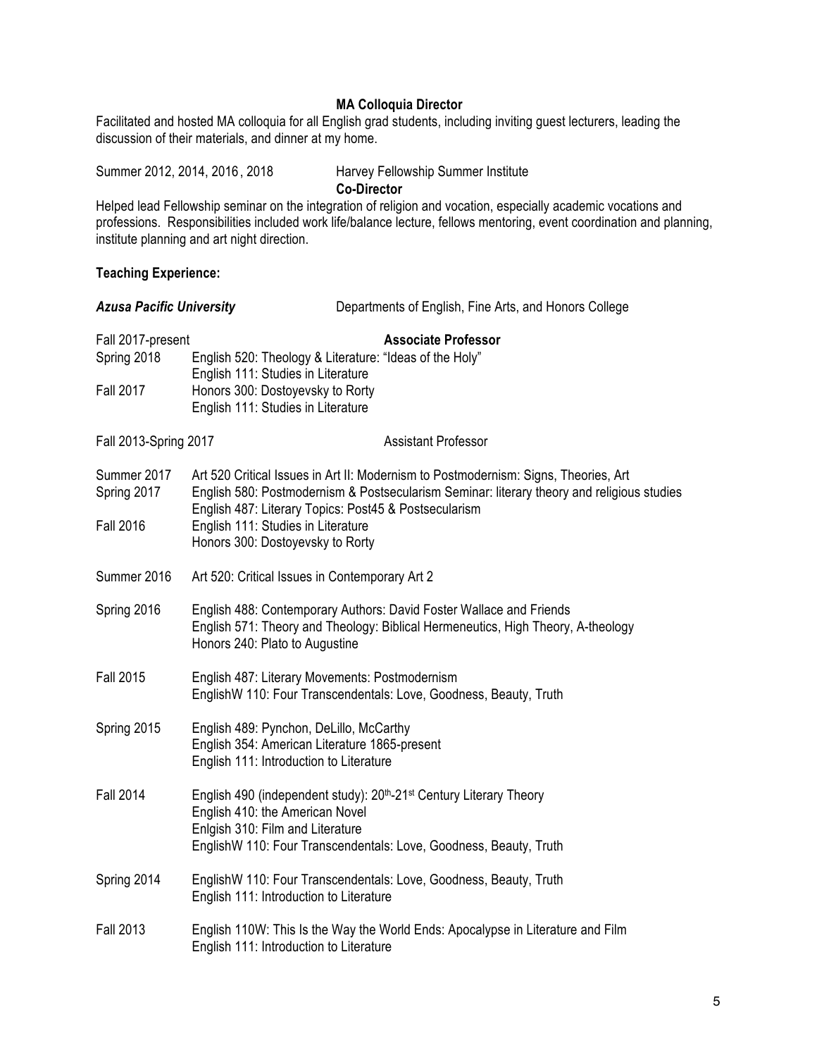**MA Colloquia Director**

Facilitated and hosted MA colloquia for all English grad students, including inviting guest lecturers, leading the discussion of their materials, and dinner at my home.

Summer 2012, 2014, 2016 , 2018 — Harvey Fellowship Summer Institute

**Co-Director**

Helped lead Fellowship seminar on the integration of religion and vocation, especially academic vocations and professions. Responsibilities included work life/balance lecture, fellows mentoring, event coordination and planning, institute planning and art night direction.

**Teaching Experience:**

***Azusa Pacific University*** — Departments of English, Fine Arts, and Honors College

Fall 2017-present — **Associate Professor**

Spring 2018
- English 520: Theology & Literature: "Ideas of the Holy"
- English 111: Studies in Literature

Fall 2017
- Honors 300: Dostoyevsky to Rorty
- English 111: Studies in Literature

Fall 2013-Spring 2017 — Assistant Professor

Summer 2017
- Art 520 Critical Issues in Art II: Modernism to Postmodernism: Signs, Theories, Art

Spring 2017
- English 580: Postmodernism & Postsecularism Seminar: literary theory and religious studies
- English 487: Literary Topics: Post45 & Postsecularism

Fall 2016
- English 111: Studies in Literature
- Honors 300: Dostoyevsky to Rorty

Summer 2016
- Art 520: Critical Issues in Contemporary Art 2

Spring 2016
- English 488: Contemporary Authors: David Foster Wallace and Friends
- English 571: Theory and Theology: Biblical Hermeneutics, High Theory, A-theology
- Honors 240: Plato to Augustine

Fall 2015
- English 487: Literary Movements: Postmodernism
- EnglishW 110: Four Transcendentals: Love, Goodness, Beauty, Truth

Spring 2015
- English 489: Pynchon, DeLillo, McCarthy
- English 354: American Literature 1865-present
- English 111: Introduction to Literature

Fall 2014
- English 490 (independent study): 20th-21st Century Literary Theory
- English 410: the American Novel
- Enlgish 310: Film and Literature
- EnglishW 110: Four Transcendentals: Love, Goodness, Beauty, Truth

Spring 2014
- EnglishW 110: Four Transcendentals: Love, Goodness, Beauty, Truth
- English 111: Introduction to Literature

Fall 2013
- English 110W: This Is the Way the World Ends: Apocalypse in Literature and Film
- English 111: Introduction to Literature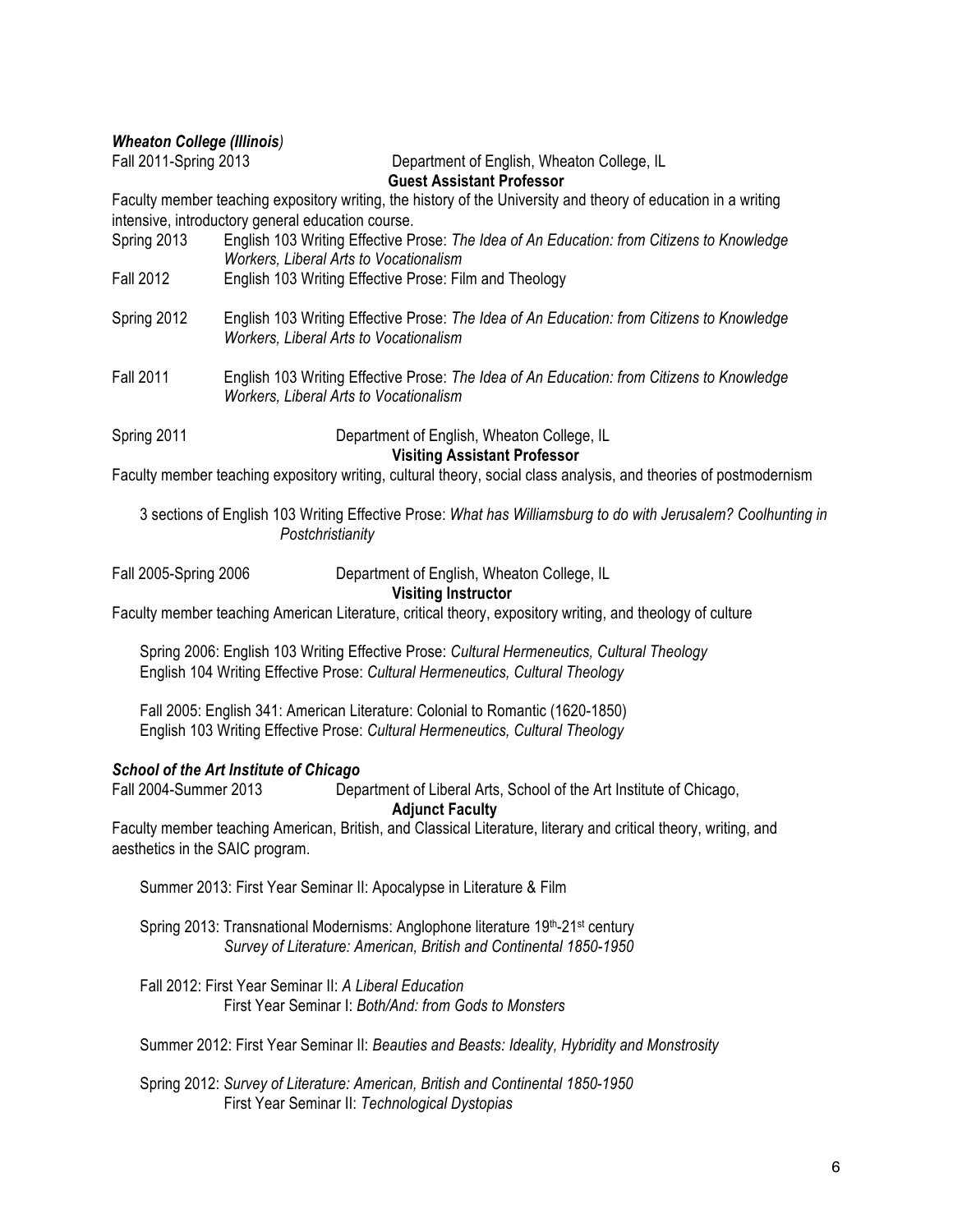***Wheaton College (Illinois)***

Fall 2011-Spring 2013 Department of English, Wheaton College, IL

**Guest Assistant Professor**

Faculty member teaching expository writing, the history of the University and theory of education in a writing intensive, introductory general education course.

Spring 2013 English 103 Writing Effective Prose: *The Idea of An Education: from Citizens to Knowledge Workers, Liberal Arts to Vocationalism*

Fall 2012 English 103 Writing Effective Prose: Film and Theology

Spring 2012 English 103 Writing Effective Prose: *The Idea of An Education: from Citizens to Knowledge Workers, Liberal Arts to Vocationalism*

Fall 2011 English 103 Writing Effective Prose: *The Idea of An Education: from Citizens to Knowledge Workers, Liberal Arts to Vocationalism*

Spring 2011 Department of English, Wheaton College, IL

**Visiting Assistant Professor**

Faculty member teaching expository writing, cultural theory, social class analysis, and theories of postmodernism

3 sections of English 103 Writing Effective Prose: *What has Williamsburg to do with Jerusalem? Coolhunting in Postchristianity*

Fall 2005-Spring 2006 Department of English, Wheaton College, IL

**Visiting Instructor**

Faculty member teaching American Literature, critical theory, expository writing, and theology of culture

Spring 2006: English 103 Writing Effective Prose: *Cultural Hermeneutics, Cultural Theology*
English 104 Writing Effective Prose: *Cultural Hermeneutics, Cultural Theology*

Fall 2005: English 341: American Literature: Colonial to Romantic (1620-1850)
English 103 Writing Effective Prose: *Cultural Hermeneutics, Cultural Theology*

***School of the Art Institute of Chicago***

Fall 2004-Summer 2013 Department of Liberal Arts, School of the Art Institute of Chicago,

**Adjunct Faculty**

Faculty member teaching American, British, and Classical Literature, literary and critical theory, writing, and aesthetics in the SAIC program.

Summer 2013: First Year Seminar II: Apocalypse in Literature & Film

Spring 2013: Transnational Modernisms: Anglophone literature 19th-21st century
*Survey of Literature: American, British and Continental 1850-1950*

Fall 2012: First Year Seminar II: *A Liberal Education*
First Year Seminar I: *Both/And: from Gods to Monsters*

Summer 2012: First Year Seminar II: *Beauties and Beasts: Ideality, Hybridity and Monstrosity*

Spring 2012: *Survey of Literature: American, British and Continental 1850-1950*
First Year Seminar II: *Technological Dystopias*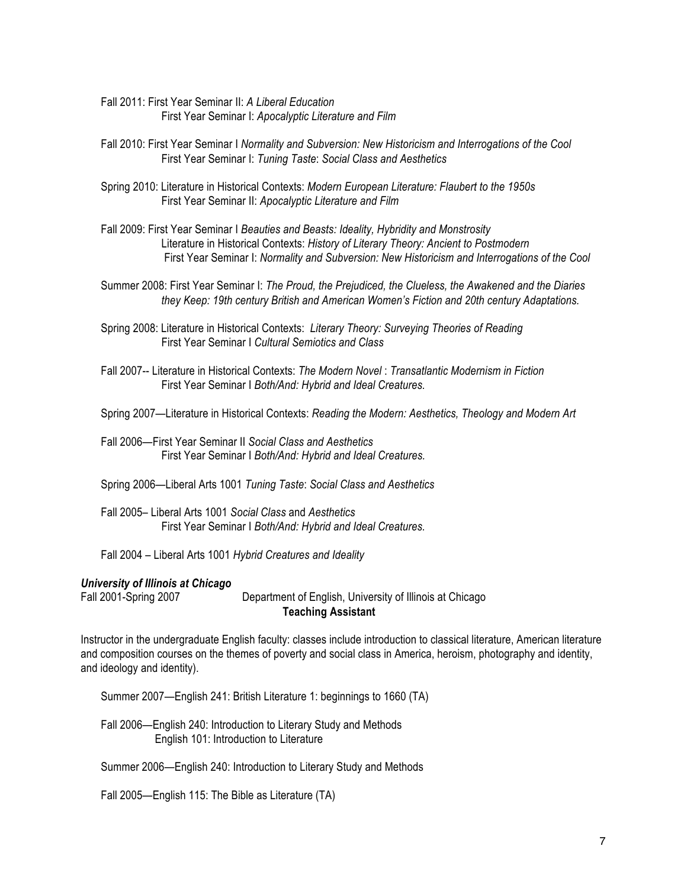Fall 2011: First Year Seminar II: *A Liberal Education*
First Year Seminar I: *Apocalyptic Literature and Film*

Fall 2010: First Year Seminar I *Normality and Subversion: New Historicism and Interrogations of the Cool*
First Year Seminar I: *Tuning Taste*: *Social Class and Aesthetics*

Spring 2010: Literature in Historical Contexts: *Modern European Literature: Flaubert to the 1950s*
First Year Seminar II: *Apocalyptic Literature and Film*

Fall 2009: First Year Seminar I *Beauties and Beasts: Ideality, Hybridity and Monstrosity*
Literature in Historical Contexts: *History of Literary Theory: Ancient to Postmodern*
First Year Seminar I: *Normality and Subversion: New Historicism and Interrogations of the Cool*

Summer 2008: First Year Seminar I: *The Proud, the Prejudiced, the Clueless, the Awakened and the Diaries they Keep: 19th century British and American Women's Fiction and 20th century Adaptations.*

Spring 2008: Literature in Historical Contexts: *Literary Theory: Surveying Theories of Reading*
First Year Seminar I *Cultural Semiotics and Class*

Fall 2007-- Literature in Historical Contexts: *The Modern Novel* : *Transatlantic Modernism in Fiction*
First Year Seminar I *Both/And: Hybrid and Ideal Creatures.*

Spring 2007—Literature in Historical Contexts: *Reading the Modern: Aesthetics, Theology and Modern Art*

Fall 2006—First Year Seminar II *Social Class and Aesthetics*
First Year Seminar I *Both/And: Hybrid and Ideal Creatures.*

Spring 2006—Liberal Arts 1001 *Tuning Taste*: *Social Class and Aesthetics*

Fall 2005– Liberal Arts 1001 *Social Class* and *Aesthetics*
First Year Seminar I *Both/And: Hybrid and Ideal Creatures.*

Fall 2004 – Liberal Arts 1001 *Hybrid Creatures and Ideality*

***University of Illinois at Chicago***
Fall 2001-Spring 2007 Department of English, University of Illinois at Chicago
**Teaching Assistant**

Instructor in the undergraduate English faculty: classes include introduction to classical literature, American literature and composition courses on the themes of poverty and social class in America, heroism, photography and identity, and ideology and identity).

Summer 2007—English 241: British Literature 1: beginnings to 1660 (TA)

Fall 2006—English 240: Introduction to Literary Study and Methods
English 101: Introduction to Literature

Summer 2006—English 240: Introduction to Literary Study and Methods

Fall 2005—English 115: The Bible as Literature (TA)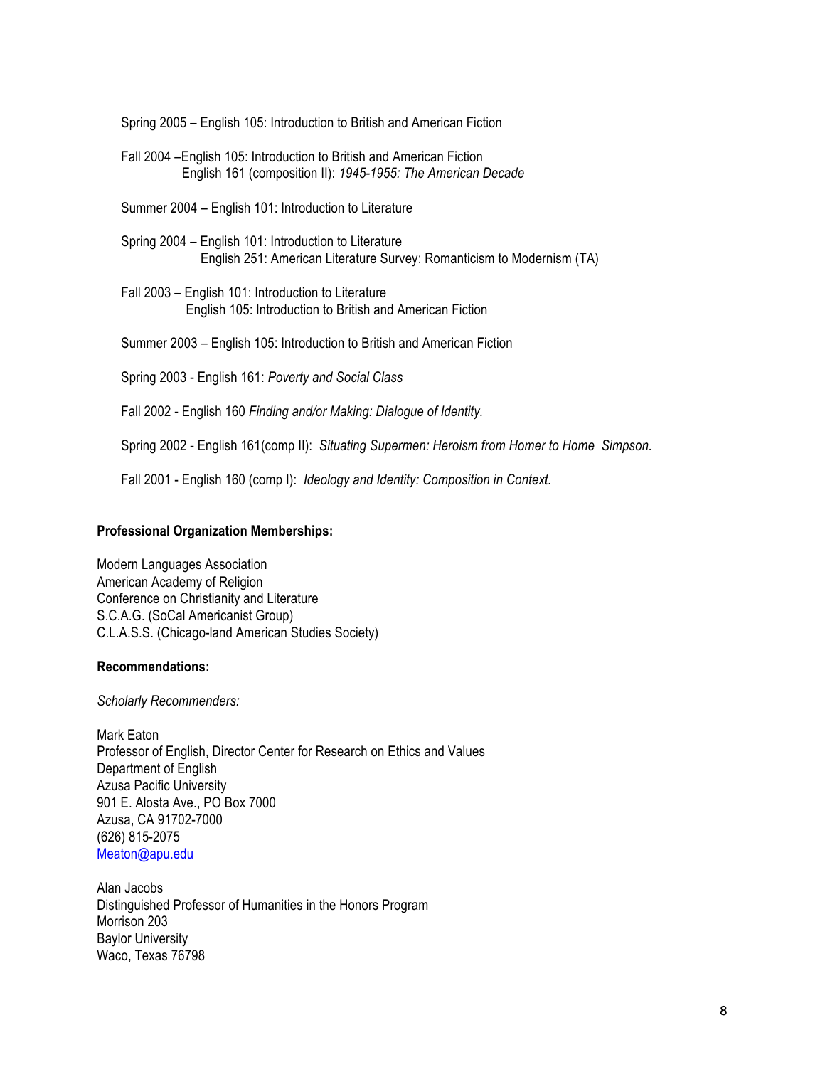Spring 2005 – English 105: Introduction to British and American Fiction

Fall 2004 –English 105: Introduction to British and American Fiction
English 161 (composition II): *1945-1955: The American Decade*

Summer 2004 – English 101: Introduction to Literature

Spring 2004 – English 101: Introduction to Literature
English 251: American Literature Survey: Romanticism to Modernism (TA)

Fall 2003 – English 101: Introduction to Literature
English 105: Introduction to British and American Fiction

Summer 2003 – English 105: Introduction to British and American Fiction

Spring 2003 - English 161: *Poverty and Social Class*

Fall 2002 - English 160 *Finding and/or Making: Dialogue of Identity.*

Spring 2002 - English 161(comp II): *Situating Supermen: Heroism from Homer to Home Simpson.*

Fall 2001 - English 160 (comp I): *Ideology and Identity: Composition in Context.*

**Professional Organization Memberships:**

Modern Languages Association
American Academy of Religion
Conference on Christianity and Literature
S.C.A.G. (SoCal Americanist Group)
C.L.A.S.S. (Chicago-land American Studies Society)

**Recommendations:**

*Scholarly Recommenders:*

Mark Eaton
Professor of English, Director Center for Research on Ethics and Values
Department of English
Azusa Pacific University
901 E. Alosta Ave., PO Box 7000
Azusa, CA 91702-7000
(626) 815-2075
Meaton@apu.edu

Alan Jacobs
Distinguished Professor of Humanities in the Honors Program
Morrison 203
Baylor University
Waco, Texas 76798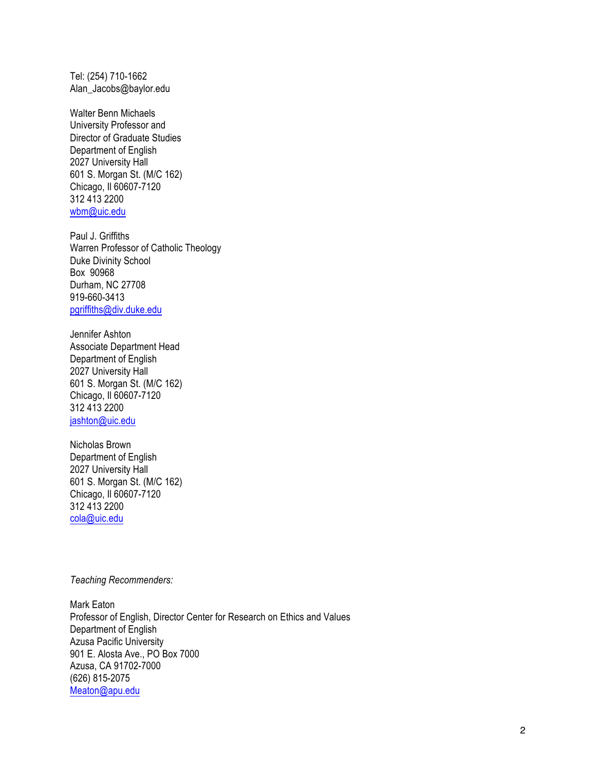Tel: (254) 710-1662
Alan_Jacobs@baylor.edu

Walter Benn Michaels
University Professor and
Director of Graduate Studies
Department of English
2027 University Hall
601 S. Morgan St. (M/C 162)
Chicago, Il 60607-7120
312 413 2200
wbm@uic.edu

Paul J. Griffiths
Warren Professor of Catholic Theology
Duke Divinity School
Box 90968
Durham, NC 27708
919-660-3413
pgriffiths@div.duke.edu

Jennifer Ashton
Associate Department Head
Department of English
2027 University Hall
601 S. Morgan St. (M/C 162)
Chicago, Il 60607-7120
312 413 2200
jashton@uic.edu

Nicholas Brown
Department of English
2027 University Hall
601 S. Morgan St. (M/C 162)
Chicago, Il 60607-7120
312 413 2200
cola@uic.edu

*Teaching Recommenders:*

Mark Eaton
Professor of English, Director Center for Research on Ethics and Values
Department of English
Azusa Pacific University
901 E. Alosta Ave., PO Box 7000
Azusa, CA 91702-7000
(626) 815-2075
Meaton@apu.edu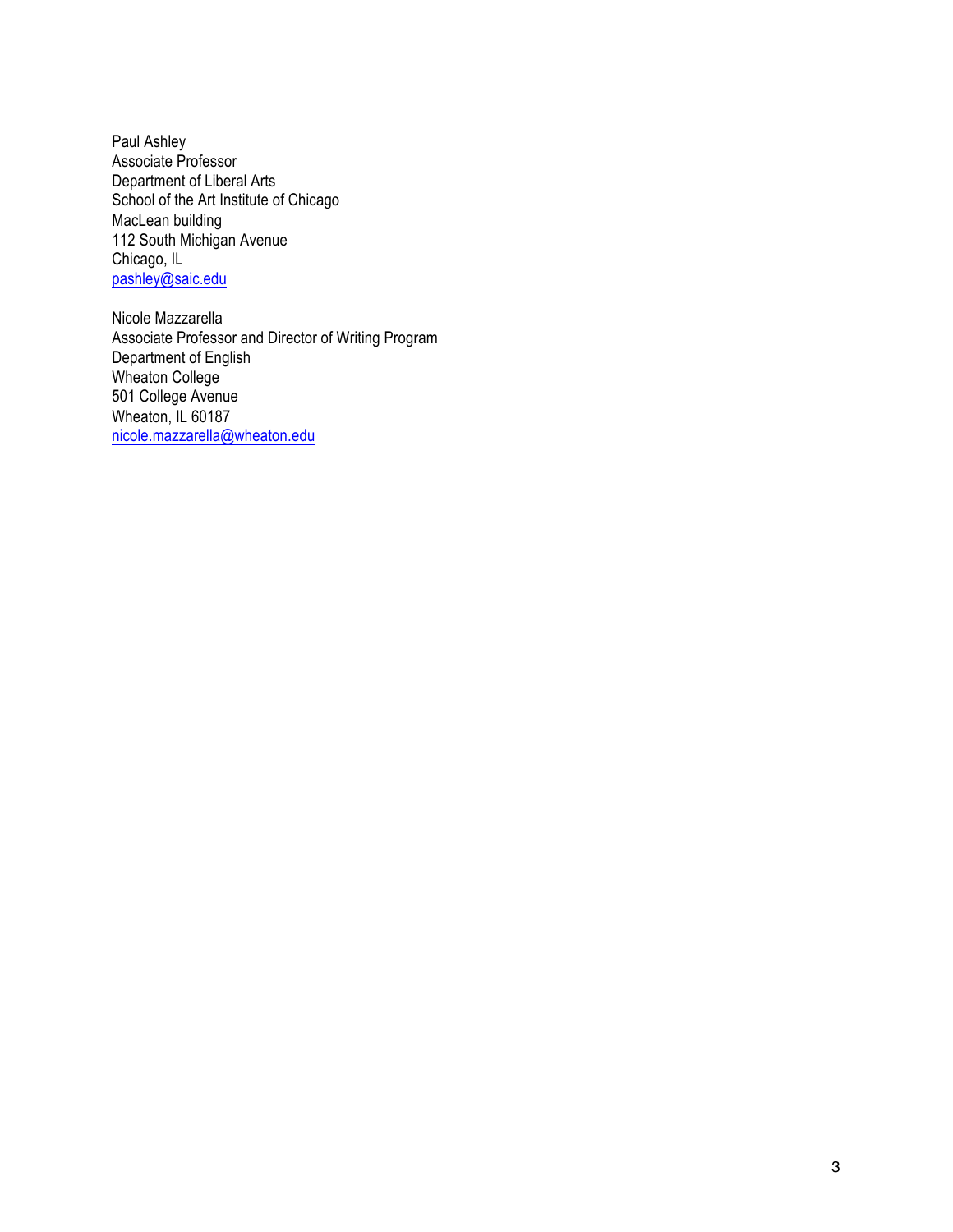Paul Ashley  
Associate Professor  
Department of Liberal Arts  
School of the Art Institute of Chicago  
MacLean building  
112 South Michigan Avenue  
Chicago, IL  
pashley@saic.edu

Nicole Mazzarella  
Associate Professor and Director of Writing Program  
Department of English  
Wheaton College  
501 College Avenue  
Wheaton, IL 60187  
nicole.mazzarella@wheaton.edu